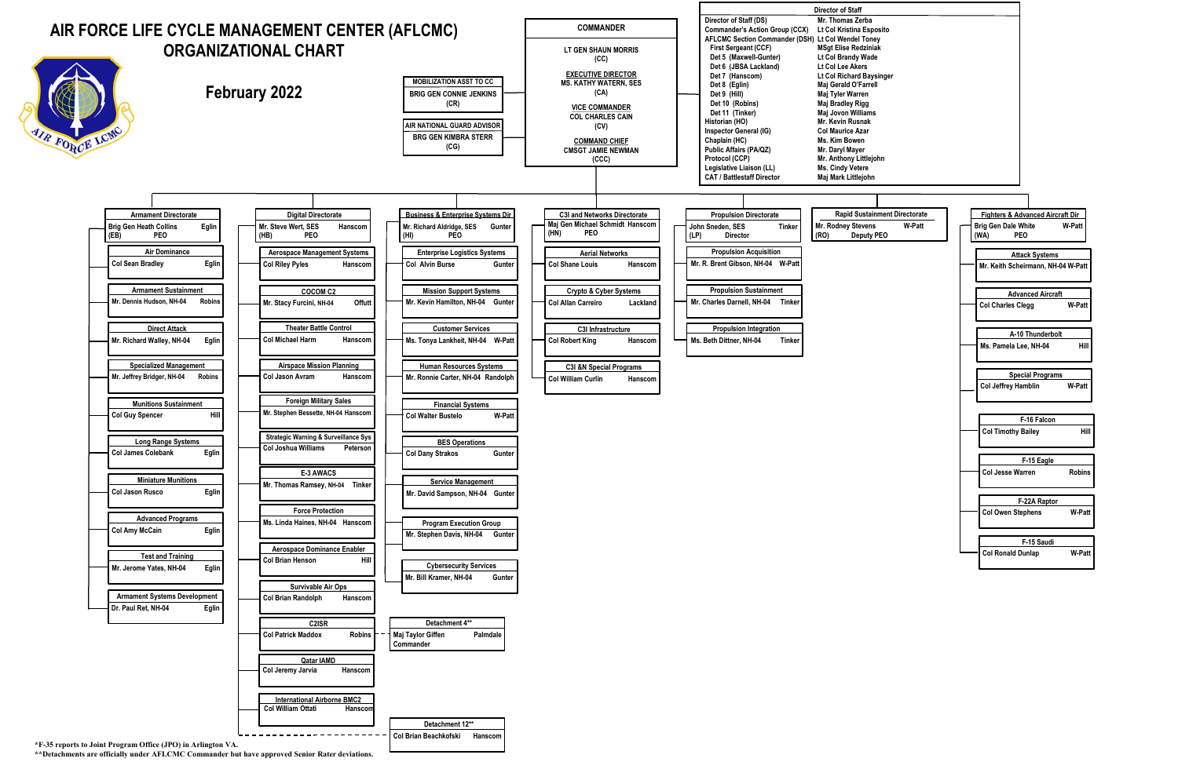# AIR FORCE LIFE CYCLE MANAGEMENT CENTER (AFLCMC) ORGANIZATIONAL CHART

## February 2022

### COMMANDER

- LT GEN SHAUN MORRIS (CC)
- EXECUTIVE DIRECTOR: MS. KATHY WATERN, SES (CA)
- VICE COMMANDER: COL CHARLES CAIN (CV)
- COMMAND CHIEF: CMSGT JAMIE NEWMAN (CCC)

**MOBILIZATION ASST TO CC:** BRIG GEN CONNIE JENKINS (CR)

**AIR NATIONAL GUARD ADVISOR:** BRG GEN KIMBRA STERR (CG)

### Director of Staff

| Position | Name |
|---|---|
| Director of Staff (DS) | Mr. Thomas Zerba |
| Commander's Action Group (CCX) | Lt Col Kristina Esposito |
| AFLCMC Section Commander (DSH) | Lt Col Wendel Toney |
| First Sergeant (CCF) | MSgt Elise Redziniak |
| Det 5 (Maxwell-Gunter) | Lt Col Brandy Wade |
| Det 6 (JBSA Lackland) | Lt Col Lee Akers |
| Det 7 (Hanscom) | Lt Col Richard Baysinger |
| Det 8 (Eglin) | Maj Gerald O'Farrell |
| Det 9 (Hill) | Maj Tyler Warren |
| Det 10 (Robins) | Maj Bradley Rigg |
| Det 11 (Tinker) | Maj Jovon Williams |
| Historian (HO) | Mr. Kevin Rusnak |
| Inspector General (IG) | Col Maurice Azar |
| Chaplain (HC) | Ms. Kim Bowen |
| Public Affairs (PA/QZ) | Mr. Daryl Mayer |
| Protocol (CCP) | Mr. Anthony Littlejohn |
| Legislative Liaison (LL) | Ms. Cindy Vetere |
| CAT / Battlestaff Director | Maj Mark Littlejohn |

### Armament Directorate

Brig Gen Heath Collins, Eglin (EB) PEO

- Air Dominance: Col Sean Bradley, Eglin
- Armament Sustainment: Mr. Dennis Hudson, NH-04, Robins
- Direct Attack: Mr. Richard Walley, NH-04, Eglin
- Specialized Management: Mr. Jeffrey Bridger, NH-04, Robins
- Munitions Sustainment: Col Guy Spencer, Hill
- Long Range Systems: Col James Colebank, Eglin
- Miniature Munitions: Col Jason Rusco, Eglin
- Advanced Programs: Col Amy McCain, Eglin
- Test and Training: Mr. Jerome Yates, NH-04, Eglin
- Armament Systems Development: Dr. Paul Ret, NH-04, Eglin

### Digital Directorate

Mr. Steve Wert, SES, Hanscom (HB) PEO

- Aerospace Management Systems: Col Riley Pyles, Hanscom
- COCOM C2: Mr. Stacy Furcini, NH-04, Offutt
- Theater Battle Control: Col Michael Harm, Hanscom
- Airspace Mission Planning: Col Jason Avram, Hanscom
- Foreign Military Sales: Mr. Stephen Bessette, NH-04, Hanscom
- Strategic Warning & Surveillance Sys: Col Joshua Williams, Peterson
- E-3 AWACS: Mr. Thomas Ramsey, NH-04, Tinker
- Force Protection: Ms. Linda Haines, NH-04, Hanscom
- Aerospace Dominance Enabler: Col Brian Henson, Hill
- Survivable Air Ops: Col Brian Randolph, Hanscom
- C2ISR: Col Patrick Maddox, Robins
  - Detachment 4**: Maj Taylor Giffen, Commander, Palmdale
- Qatar IAMD: Col Jeremy Jarvia, Hanscom
- International Airborne BMC2: Col William Ottati, Hanscom
- Detachment 12**: Col Brian Beachkofski, Hanscom

### Business & Enterprise Systems Dir

Mr. Richard Aldridge, SES, Gunter (HI) PEO

- Enterprise Logistics Systems: Col Alvin Burse, Gunter
- Mission Support Systems: Mr. Kevin Hamilton, NH-04, Gunter
- Customer Services: Ms. Tonya Lankheit, NH-04, W-Patt
- Human Resources Systems: Mr. Ronnie Carter, NH-04, Randolph
- Financial Systems: Col Walter Bustelo, W-Patt
- BES Operations: Col Dany Strakos, Gunter
- Service Management: Mr. David Sampson, NH-04, Gunter
- Program Execution Group: Mr. Stephen Davis, NH-04, Gunter
- Cybersecurity Services: Mr. Bill Kramer, NH-04, Gunter

### C3I and Networks Directorate

Maj Gen Michael Schmidt, Hanscom (HN) PEO

- Aerial Networks: Col Shane Louis, Hanscom
- Crypto & Cyber Systems: Col Allan Carreiro, Lackland
- C3I Infrastructure: Col Robert King, Hanscom
- C3I &N Special Programs: Col William Curlin, Hanscom

### Propulsion Directorate

John Sneden, SES, Tinker (LP) Director

- Propulsion Acquisition: Mr. R. Brent Gibson, NH-04, W-Patt
- Propulsion Sustainment: Mr. Charles Darnell, NH-04, Tinker
- Propulsion Integration: Ms. Beth Dittner, NH-04, Tinker

### Rapid Sustainment Directorate

Mr. Rodney Stevens, W-Patt (RO) Deputy PEO

### Fighters & Advanced Aircraft Dir

Brig Gen Dale White, W-Patt (WA) PEO

- Attack Systems: Mr. Keith Scheirmann, NH-04, W-Patt
- Advanced Aircraft: Col Charles Clegg, W-Patt
- A-10 Thunderbolt: Ms. Pamela Lee, NH-04, Hill
- Special Programs: Col Jeffrey Hamblin, W-Patt
- F-16 Falcon: Col Timothy Bailey, Hill
- F-15 Eagle: Col Jesse Warren, Robins
- F-22A Raptor: Col Owen Stephens, W-Patt
- F-15 Saudi: Col Ronald Dunlap, W-Patt

*F-35 reports to Joint Program Office (JPO) in Arlington VA.

**Detachments are officially under AFLCMC Commander but have approved Senior Rater deviations.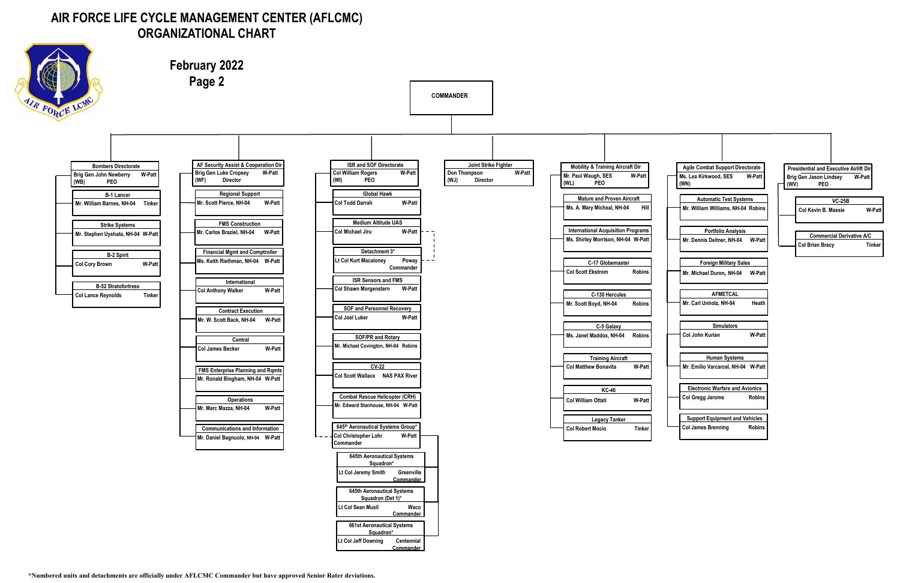# AIR FORCE LIFE CYCLE MANAGEMENT CENTER (AFLCMC) ORGANIZATIONAL CHART

## February 2022
## Page 2

**COMMANDER**

### Bombers Directorate
Brig Gen John Newberry W-Patt
(WB) PEO

- **B-1 Lancer** — Mr. William Barnes, NH-04 — Tinker
- **Strike Systems** — Mr. Stephen Uyehata, NH-04 — W-Patt
- **B-2 Spirit** — Col Cory Brown — W-Patt
- **B-52 Stratofortress** — Col Lance Reynolds — Tinker

### AF Security Assist & Cooperation Dir
Brig Gen Luke Cropsey W-Patt
(WF) Director

- **Regional Support** — Mr. Scott Pierce, NH-04 — W-Patt
- **FMS Construction** — Mr. Carlos Braziel, NH-04 — W-Patt
- **Financial Mgmt and Comptroller** — Ms. Keith Riethman, NH-04 — W-Patt
- **International** — Col Anthony Walker — W-Patt
- **Contract Execution** — Mr. W. Scott Back, NH-04 — W-Patt
- **Central** — Col James Becker — W-Patt
- **FMS Enterprise Planning and Rqmts** — Mr. Ronald Bingham, NH-04 — W-Patt
- **Operations** — Mr. Marc Mazza, NH-04 — W-Patt
- **Communications and Information** — Mr. Daniel Bagnuolo, NH-04 — W-Patt

### ISR and SOF Directorate
Col William Rogers W-Patt
(WI) PEO

- **Global Hawk** — Col Todd Darrah — W-Patt
- **Medium Altitude UAS** — Col Michael Jiru — W-Patt
  - **Detachment 3*** — Lt Col Kurt Macaloney — Poway, Commander
- **ISR Sensors and FMS** — Col Shawn Morgenstern — W-Patt
- **SOF and Personnel Recovery** — Col Joel Luker — W-Patt
- **SOF/PR and Rotary** — Mr. Michael Covington, NH-04 — Robins
- **CV-22** — Col Scott Wallace — NAS PAX River
- **Combat Rescue Helicopter (CRH)** — Mr. Edward Stanhouse, NH-04 — W-Patt
- **645th Aeronautical Systems Group*** — Col Christopher Lohr, Commander — W-Patt
  - **645th Aeronautical Systems Squadron*** — Lt Col Jeremy Smith — Greenville, Commander
  - **645th Aeronautical Systems Squadron (Det 1)*** — Lt Col Sean Musil — Waco, Commander
  - **661st Aeronautical Systems Squadron*** — Lt Col Jeff Downing — Centennial, Commander

### Joint Strike Fighter
Don Thompson W-Patt
(WJ) Director

### Mobility & Training Aircraft Dir
Mr. Paul Waugh, SES W-Patt
(WL) PEO

- **Mature and Proven Aircraft** — Ms. A. Mary Micheal, NH-04 — Hill
- **International Acquisition Programs** — Ms. Shirley Morrison, NH-04 — W-Patt
- **C-17 Globemaster** — Col Scott Ekstrom — Robins
- **C-130 Hercules** — Mr. Scott Boyd, NH-04 — Robins
- **C-5 Galaxy** — Ms. Janet Maddox, NH-04 — Robins
- **Training Aircraft** — Col Matthew Bonavita — W-Patt
- **KC-46** — Col William Ottati — W-Patt
- **Legacy Tanker** — Col Robert Mocio — Tinker

### Agile Combat Support Directorate
Ms. Lea Kirkwood, SES W-Patt
(WN)

- **Automatic Test Systems** — Mr. William Williams, NH-04 — Robins
- **Portfolio Analysis** — Mr. Dennis Deitner, NH-04 — W-Patt
- **Foreign Military Sales** — Mr. Michael Duron, NH-04 — W-Patt
- **AFMETCAL** — Mr. Carl Unholz, NH-04 — Heath
- **Simulators** — Col John Kurian — W-Patt
- **Human Systems** — Mr. Emilio Varcarcel, NH-04 — W-Patt
- **Electronic Warfare and Avionics** — Col Gregg Jerome — Robins
- **Support Equipment and Vehicles** — Col James Brenning — Robins

### Presidential and Executive Airlift Dir
Brig Gen Jason Lindsey W-Patt
(WV) PEO

- **VC-25B** — Col Kevin B. Massie — W-Patt
- **Commercial Derivative A/C** — Col Brian Bracy — Tinker

**\*Numbered units and detachments are officially under AFLCMC Commander but have approved Senior Rater deviations.**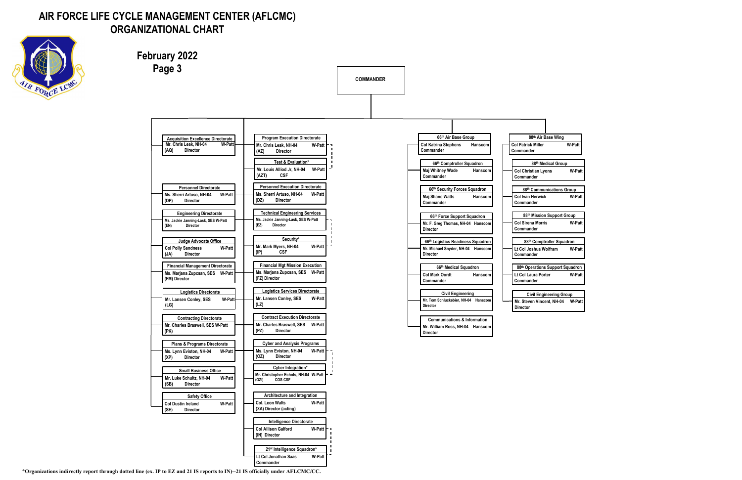# AIR FORCE LIFE CYCLE MANAGEMENT CENTER (AFLCMC)
# ORGANIZATIONAL CHART

## February 2022
## Page 3

**COMMANDER**

**Acquisition Excellence Directorate**
Mr. Chris Leak, NH-04 — W-Patt
(AQ) Director

**Program Execution Directorate**
Mr. Chris Leak, NH-04 — W-Patt
(AZ) Director

**Test & Evaluation***
Mr. Louis Alliod Jr, NH-04 — W-Patt
(AZT) CSF

**Personnel Directorate**
Ms. Sherri Artuso, NH-04 — W-Patt
(DP) Director

**Personnel Execution Directorate**
Ms. Sherri Artuso, NH-04 — W-Patt
(DZ) Director

**Engineering Directorate**
Ms. Jackie Janning-Lask, SES W-Patt
(EN) Director

**Technical Engineering Services**
Ms. Jackie Janning-Lask, SES W-Patt
(EZ) Director

**Security***
Mr. Mark Myers, NH-04 — W-Patt
(IP) CSF

**Judge Advocate Office**
Col Polly Sandness — W-Patt
(JA) Director

**Financial Management Directorate**
Ms. Marjana Zupcsan, SES — W-Patt
(FM) Director

**Financial Mgt Mission Execution**
Ms. Marjana Zupcsan, SES — W-Patt
(FZ) Director

**Logistics Directorate**
Mr. Lansen Conley, SES — W-Patt
(LG)

**Logistics Services Directorate**
Mr. Lansen Conley, SES — W-Patt
(LZ)

**Contracting Directorate**
Mr. Charles Braswell, SES W-Patt
(PK)

**Contract Execution Directorate**
Mr. Charles Braswell, SES — W-Patt
(PZ) Director

**Plans & Programs Directorate**
Ms. Lynn Eviston, NH-04 — W-Patt
(XP) Director

**Cyber and Analysis Programs**
Ms. Lynn Eviston, NH-04 — W-Patt
(OZ) Director

**Cyber Integration***
Mr. Christopher Echols, NH-04 W-Patt
(OZI) COS CSF

**Small Business Office**
Mr. Luke Schultz, NH-04 — W-Patt
(SB) Director

**Safety Office**
Col Dustin Ireland — W-Patt
(SE) Director

**Architecture and Integration**
Col. Leon Walts — W-Patt
(XA) Director (acting)

**Intelligence Directorate**
Col Allison Galford — W-Patt
(IN) Director

**21st Intelligence Squadron***
Lt Col Jonathan Saas — W-Patt
Commander

**66th Air Base Group**
Col Katrina Stephens — Hanscom
Commander

**66th Comptroller Squadron**
Maj Whitney Wade — Hanscom
Commander

**66th Security Forces Squadron**
Maj Shane Watts — Hanscom
Commander

**66th Force Support Squadron**
Mr. F. Greg Thomas, NH-04 — Hanscom
Director

**66th Logistics Readiness Squadron**
Mr. Michael Snyder, NH-04 — Hanscom
Director

**66th Medical Squadron**
Col Mark Oordt — Hanscom
Commander

**Civil Engineering**
Mr. Tom Schluckebier, NH-04 — Hanscom
Director

**Communications & Information**
Mr. William Ross, NH-04 — Hanscom
Director

**88th Air Base Wing**
Col Patrick Miller — W-Patt
Commander

**88th Medical Group**
Col Christian Lyons — W-Patt
Commander

**88th Communications Group**
Col Ivan Herwick — W-Patt
Commander

**88th Mission Support Group**
Col Sirena Morris — W-Patt
Commander

**88th Comptroller Squadron**
Lt Col Joshua Wolfram — W-Patt
Commander

**88th Operations Support Squadron**
Lt Col Laura Porter — W-Patt
Commander

**Civil Engineering Group**
Mr. Steven Vincent, NH-04 — W-Patt
Director

*Organizations indirectly report through dotted line (ex. IP to EZ and 21 IS reports to IN)--21 IS officially under AFLCMC/CC.